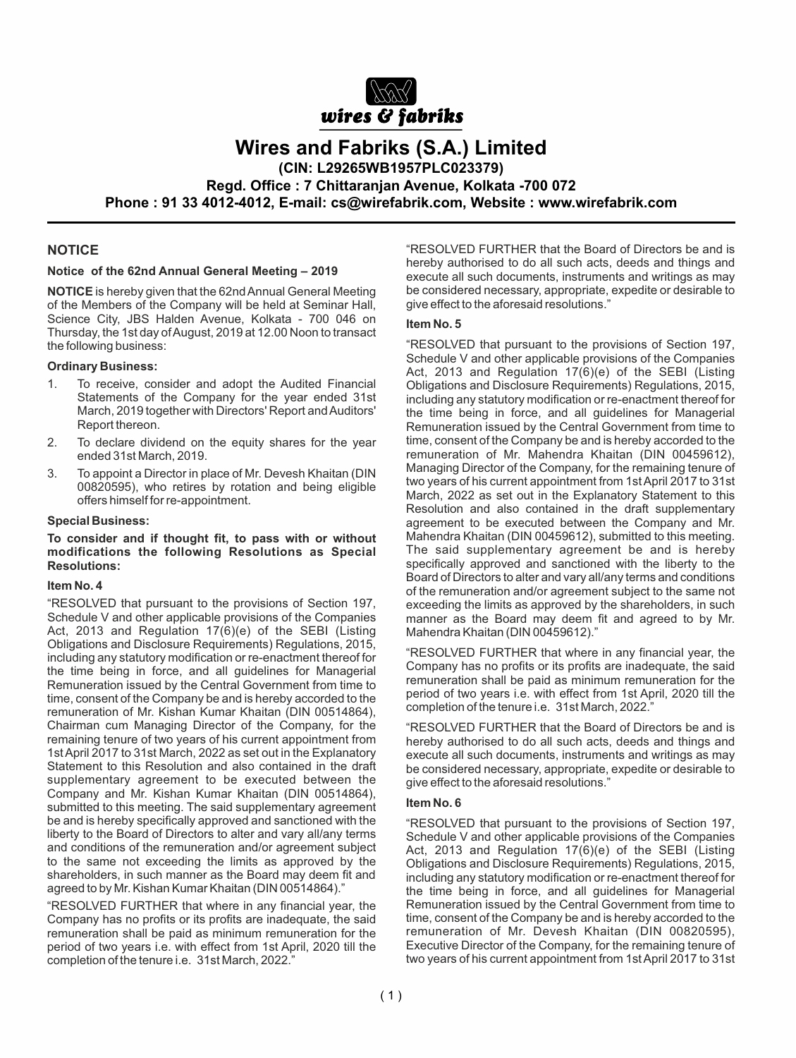wires & fabriks

# Wires and Fabriks (S.A.) Limited

**(CIN: L29265WB1957PLC023379)**

**Regd. Office : 7 Chittaranjan Avenue, Kolkata -700 072**

**Phone : 91 33 4012-4012, E-mail: cs@wirefabrik.com, Website : www.wirefabrik.com**

## NOTICE

### Notice of the 62nd Annual General Meeting – 2019

**NOTICE** is hereby given that the 62nd Annual General Meeting of the Members of the Company will be held at Seminar Hall, Science City, JBS Halden Avenue, Kolkata - 700 046 on Thursday, the 1st day of August, 2019 at 12.00 Noon to transact the following business:

### Ordinary Business:

1. To receive, consider and adopt the Audited Financial Statements of the Company for the year ended 31st March, 2019 together with Directors' Report and Auditors' Report thereon.
2. To declare dividend on the equity shares for the year ended 31st March, 2019.
3. To appoint a Director in place of Mr. Devesh Khaitan (DIN 00820595), who retires by rotation and being eligible offers himself for re-appointment.

### Special Business:

**To consider and if thought fit, to pass with or without modifications the following Resolutions as Special Resolutions:**

#### Item No. 4

"RESOLVED that pursuant to the provisions of Section 197, Schedule V and other applicable provisions of the Companies Act, 2013 and Regulation 17(6)(e) of the SEBI (Listing Obligations and Disclosure Requirements) Regulations, 2015, including any statutory modification or re-enactment thereof for the time being in force, and all guidelines for Managerial Remuneration issued by the Central Government from time to time, consent of the Company be and is hereby accorded to the remuneration of Mr. Kishan Kumar Khaitan (DIN 00514864), Chairman cum Managing Director of the Company, for the remaining tenure of two years of his current appointment from 1st April 2017 to 31st March, 2022 as set out in the Explanatory Statement to this Resolution and also contained in the draft supplementary agreement to be executed between the Company and Mr. Kishan Kumar Khaitan (DIN 00514864), submitted to this meeting. The said supplementary agreement be and is hereby specifically approved and sanctioned with the liberty to the Board of Directors to alter and vary all/any terms and conditions of the remuneration and/or agreement subject to the same not exceeding the limits as approved by the shareholders, in such manner as the Board may deem fit and agreed to by Mr. Kishan Kumar Khaitan (DIN 00514864)."

"RESOLVED FURTHER that where in any financial year, the Company has no profits or its profits are inadequate, the said remuneration shall be paid as minimum remuneration for the period of two years i.e. with effect from 1st April, 2020 till the completion of the tenure i.e. 31st March, 2022."

"RESOLVED FURTHER that the Board of Directors be and is hereby authorised to do all such acts, deeds and things and execute all such documents, instruments and writings as may be considered necessary, appropriate, expedite or desirable to give effect to the aforesaid resolutions."

#### Item No. 5

"RESOLVED that pursuant to the provisions of Section 197, Schedule V and other applicable provisions of the Companies Act, 2013 and Regulation 17(6)(e) of the SEBI (Listing Obligations and Disclosure Requirements) Regulations, 2015, including any statutory modification or re-enactment thereof for the time being in force, and all guidelines for Managerial Remuneration issued by the Central Government from time to time, consent of the Company be and is hereby accorded to the remuneration of Mr. Mahendra Khaitan (DIN 00459612), Managing Director of the Company, for the remaining tenure of two years of his current appointment from 1st April 2017 to 31st March, 2022 as set out in the Explanatory Statement to this Resolution and also contained in the draft supplementary agreement to be executed between the Company and Mr. Mahendra Khaitan (DIN 00459612), submitted to this meeting. The said supplementary agreement be and is hereby specifically approved and sanctioned with the liberty to the Board of Directors to alter and vary all/any terms and conditions of the remuneration and/or agreement subject to the same not exceeding the limits as approved by the shareholders, in such manner as the Board may deem fit and agreed to by Mr. Mahendra Khaitan (DIN 00459612)."

"RESOLVED FURTHER that where in any financial year, the Company has no profits or its profits are inadequate, the said remuneration shall be paid as minimum remuneration for the period of two years i.e. with effect from 1st April, 2020 till the completion of the tenure i.e. 31st March, 2022."

"RESOLVED FURTHER that the Board of Directors be and is hereby authorised to do all such acts, deeds and things and execute all such documents, instruments and writings as may be considered necessary, appropriate, expedite or desirable to give effect to the aforesaid resolutions."

#### Item No. 6

"RESOLVED that pursuant to the provisions of Section 197, Schedule V and other applicable provisions of the Companies Act, 2013 and Regulation 17(6)(e) of the SEBI (Listing Obligations and Disclosure Requirements) Regulations, 2015, including any statutory modification or re-enactment thereof for the time being in force, and all guidelines for Managerial Remuneration issued by the Central Government from time to time, consent of the Company be and is hereby accorded to the remuneration of Mr. Devesh Khaitan (DIN 00820595), Executive Director of the Company, for the remaining tenure of two years of his current appointment from 1st April 2017 to 31st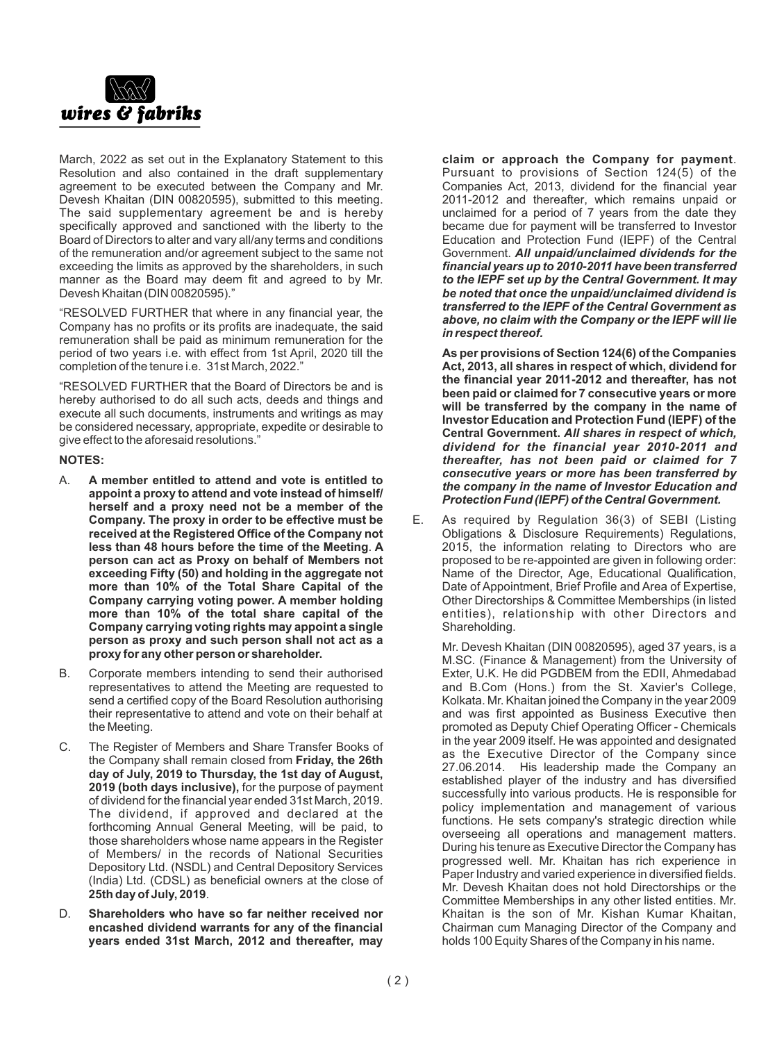March, 2022 as set out in the Explanatory Statement to this Resolution and also contained in the draft supplementary agreement to be executed between the Company and Mr. Devesh Khaitan (DIN 00820595), submitted to this meeting. The said supplementary agreement be and is hereby specifically approved and sanctioned with the liberty to the Board of Directors to alter and vary all/any terms and conditions of the remuneration and/or agreement subject to the same not exceeding the limits as approved by the shareholders, in such manner as the Board may deem fit and agreed to by Mr. Devesh Khaitan (DIN 00820595)."

"RESOLVED FURTHER that where in any financial year, the Company has no profits or its profits are inadequate, the said remuneration shall be paid as minimum remuneration for the period of two years i.e. with effect from 1st April, 2020 till the completion of the tenure i.e. 31st March, 2022."

"RESOLVED FURTHER that the Board of Directors be and is hereby authorised to do all such acts, deeds and things and execute all such documents, instruments and writings as may be considered necessary, appropriate, expedite or desirable to give effect to the aforesaid resolutions."

**NOTES:**

A. **A member entitled to attend and vote is entitled to appoint a proxy to attend and vote instead of himself/ herself and a proxy need not be a member of the Company. The proxy in order to be effective must be received at the Registered Office of the Company not less than 48 hours before the time of the Meeting. A person can act as Proxy on behalf of Members not exceeding Fifty (50) and holding in the aggregate not more than 10% of the Total Share Capital of the Company carrying voting power. A member holding more than 10% of the total share capital of the Company carrying voting rights may appoint a single person as proxy and such person shall not act as a proxy for any other person or shareholder.**

B. Corporate members intending to send their authorised representatives to attend the Meeting are requested to send a certified copy of the Board Resolution authorising their representative to attend and vote on their behalf at the Meeting.

C. The Register of Members and Share Transfer Books of the Company shall remain closed from **Friday, the 26th day of July, 2019 to Thursday, the 1st day of August, 2019 (both days inclusive),** for the purpose of payment of dividend for the financial year ended 31st March, 2019. The dividend, if approved and declared at the forthcoming Annual General Meeting, will be paid, to those shareholders whose name appears in the Register of Members/ in the records of National Securities Depository Ltd. (NSDL) and Central Depository Services (India) Ltd. (CDSL) as beneficial owners at the close of **25th day of July, 2019**.

D. **Shareholders who have so far neither received nor encashed dividend warrants for any of the financial years ended 31st March, 2012 and thereafter, may claim or approach the Company for payment**. Pursuant to provisions of Section 124(5) of the Companies Act, 2013, dividend for the financial year 2011-2012 and thereafter, which remains unpaid or unclaimed for a period of 7 years from the date they became due for payment will be transferred to Investor Education and Protection Fund (IEPF) of the Central Government. ***All unpaid/unclaimed dividends for the financial years up to 2010-2011 have been transferred to the IEPF set up by the Central Government. It may be noted that once the unpaid/unclaimed dividend is transferred to the IEPF of the Central Government as above, no claim with the Company or the IEPF will lie in respect thereof.***

   **As per provisions of Section 124(6) of the Companies Act, 2013, all shares in respect of which, dividend for the financial year 2011-2012 and thereafter, has not been paid or claimed for 7 consecutive years or more will be transferred by the company in the name of Investor Education and Protection Fund (IEPF) of the Central Government. *All shares in respect of which, dividend for the financial year 2010-2011 and thereafter, has not been paid or claimed for 7 consecutive years or more has been transferred by the company in the name of Investor Education and Protection Fund (IEPF) of the Central Government.***

E. As required by Regulation 36(3) of SEBI (Listing Obligations & Disclosure Requirements) Regulations, 2015, the information relating to Directors who are proposed to be re-appointed are given in following order: Name of the Director, Age, Educational Qualification, Date of Appointment, Brief Profile and Area of Expertise, Other Directorships & Committee Memberships (in listed entities), relationship with other Directors and Shareholding.

   Mr. Devesh Khaitan (DIN 00820595), aged 37 years, is a M.SC. (Finance & Management) from the University of Exter, U.K. He did PGDBEM from the EDII, Ahmedabad and B.Com (Hons.) from the St. Xavier's College, Kolkata. Mr. Khaitan joined the Company in the year 2009 and was first appointed as Business Executive then promoted as Deputy Chief Operating Officer - Chemicals in the year 2009 itself. He was appointed and designated as the Executive Director of the Company since 27.06.2014. His leadership made the Company an established player of the industry and has diversified successfully into various products. He is responsible for policy implementation and management of various functions. He sets company's strategic direction while overseeing all operations and management matters. During his tenure as Executive Director the Company has progressed well. Mr. Khaitan has rich experience in Paper Industry and varied experience in diversified fields. Mr. Devesh Khaitan does not hold Directorships or the Committee Memberships in any other listed entities. Mr. Khaitan is the son of Mr. Kishan Kumar Khaitan, Chairman cum Managing Director of the Company and holds 100 Equity Shares of the Company in his name.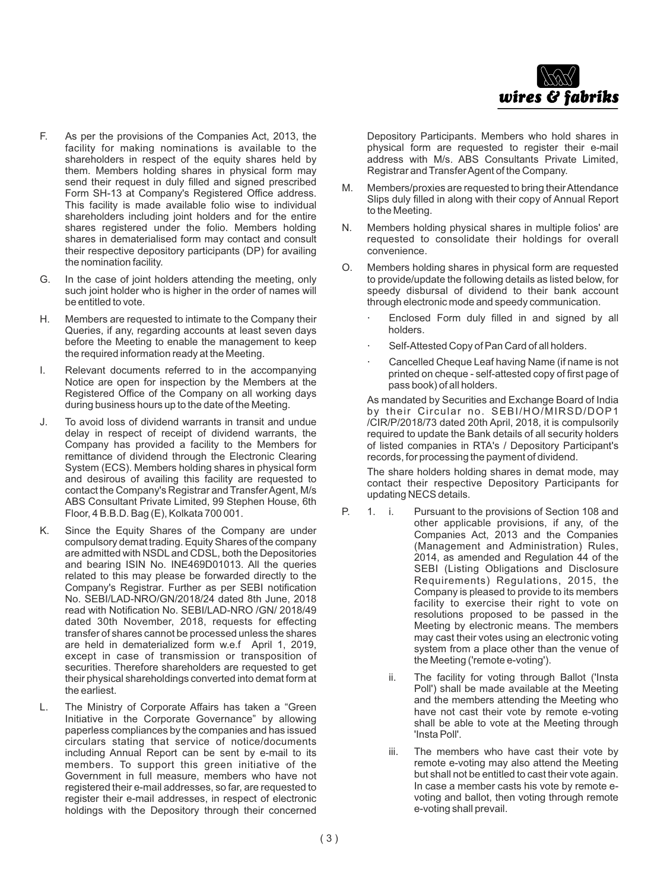F. As per the provisions of the Companies Act, 2013, the facility for making nominations is available to the shareholders in respect of the equity shares held by them. Members holding shares in physical form may send their request in duly filled and signed prescribed Form SH-13 at Company's Registered Office address. This facility is made available folio wise to individual shareholders including joint holders and for the entire shares registered under the folio. Members holding shares in dematerialised form may contact and consult their respective depository participants (DP) for availing the nomination facility.

G. In the case of joint holders attending the meeting, only such joint holder who is higher in the order of names will be entitled to vote.

H. Members are requested to intimate to the Company their Queries, if any, regarding accounts at least seven days before the Meeting to enable the management to keep the required information ready at the Meeting.

I. Relevant documents referred to in the accompanying Notice are open for inspection by the Members at the Registered Office of the Company on all working days during business hours up to the date of the Meeting.

J. To avoid loss of dividend warrants in transit and undue delay in respect of receipt of dividend warrants, the Company has provided a facility to the Members for remittance of dividend through the Electronic Clearing System (ECS). Members holding shares in physical form and desirous of availing this facility are requested to contact the Company's Registrar and Transfer Agent, M/s ABS Consultant Private Limited, 99 Stephen House, 6th Floor, 4 B.B.D. Bag (E), Kolkata 700 001.

K. Since the Equity Shares of the Company are under compulsory demat trading. Equity Shares of the company are admitted with NSDL and CDSL, both the Depositories and bearing ISIN No. INE469D01013. All the queries related to this may please be forwarded directly to the Company's Registrar. Further as per SEBI notification No. SEBI/LAD-NRO/GN/2018/24 dated 8th June, 2018 read with Notification No. SEBI/LAD-NRO /GN/ 2018/49 dated 30th November, 2018, requests for effecting transfer of shares cannot be processed unless the shares are held in dematerialized form w.e.f April 1, 2019, except in case of transmission or transposition of securities. Therefore shareholders are requested to get their physical shareholdings converted into demat form at the earliest.

L. The Ministry of Corporate Affairs has taken a "Green Initiative in the Corporate Governance" by allowing paperless compliances by the companies and has issued circulars stating that service of notice/documents including Annual Report can be sent by e-mail to its members. To support this green initiative of the Government in full measure, members who have not registered their e-mail addresses, so far, are requested to register their e-mail addresses, in respect of electronic holdings with the Depository through their concerned Depository Participants. Members who hold shares in physical form are requested to register their e-mail address with M/s. ABS Consultants Private Limited, Registrar and Transfer Agent of the Company.

M. Members/proxies are requested to bring their Attendance Slips duly filled in along with their copy of Annual Report to the Meeting.

N. Members holding physical shares in multiple folios' are requested to consolidate their holdings for overall convenience.

O. Members holding shares in physical form are requested to provide/update the following details as listed below, for speedy disbursal of dividend to their bank account through electronic mode and speedy communication.

- Enclosed Form duly filled in and signed by all holders.
- Self-Attested Copy of Pan Card of all holders.
- Cancelled Cheque Leaf having Name (if name is not printed on cheque - self-attested copy of first page of pass book) of all holders.

As mandated by Securities and Exchange Board of India by their Circular no. SEBI/HO/MIRSD/DOP1 /CIR/P/2018/73 dated 20th April, 2018, it is compulsorily required to update the Bank details of all security holders of listed companies in RTA's / Depository Participant's records, for processing the payment of dividend.

The share holders holding shares in demat mode, may contact their respective Depository Participants for updating NECS details.

P. 1. i. Pursuant to the provisions of Section 108 and other applicable provisions, if any, of the Companies Act, 2013 and the Companies (Management and Administration) Rules, 2014, as amended and Regulation 44 of the SEBI (Listing Obligations and Disclosure Requirements) Regulations, 2015, the Company is pleased to provide to its members facility to exercise their right to vote on resolutions proposed to be passed in the Meeting by electronic means. The members may cast their votes using an electronic voting system from a place other than the venue of the Meeting ('remote e-voting').

ii. The facility for voting through Ballot ('Insta Poll') shall be made available at the Meeting and the members attending the Meeting who have not cast their vote by remote e-voting shall be able to vote at the Meeting through 'Insta Poll'.

iii. The members who have cast their vote by remote e-voting may also attend the Meeting but shall not be entitled to cast their vote again. In case a member casts his vote by remote e-voting and ballot, then voting through remote e-voting shall prevail.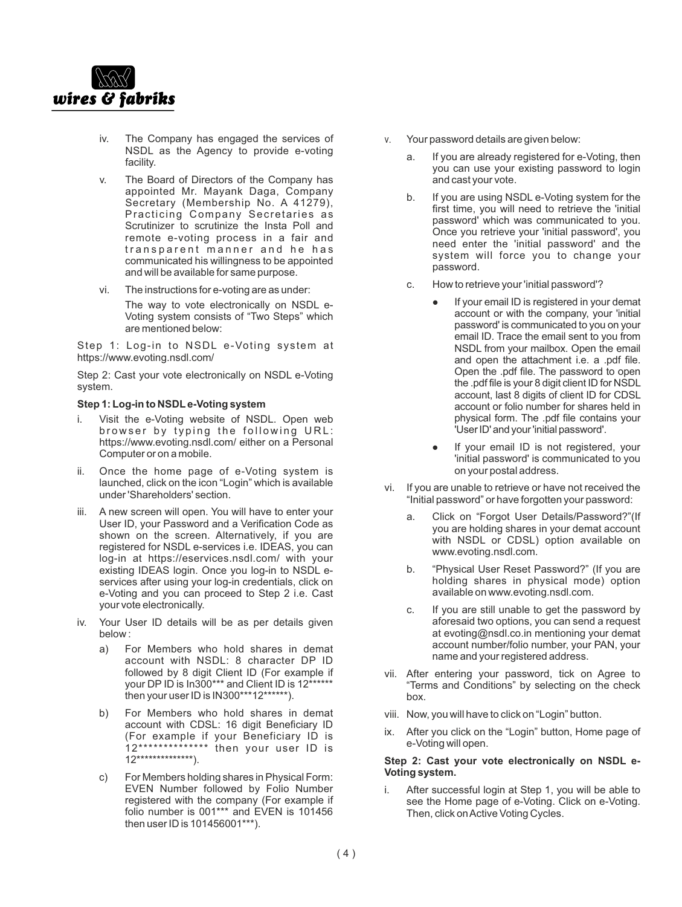iv. The Company has engaged the services of NSDL as the Agency to provide e-voting facility.

v. The Board of Directors of the Company has appointed Mr. Mayank Daga, Company Secretary (Membership No. A 41279), Practicing Company Secretaries as Scrutinizer to scrutinize the Insta Poll and remote e-voting process in a fair and transparent manner and he has communicated his willingness to be appointed and will be available for same purpose.

vi. The instructions for e-voting are as under:

The way to vote electronically on NSDL e-Voting system consists of "Two Steps" which are mentioned below:

Step 1: Log-in to NSDL e-Voting system at https://www.evoting.nsdl.com/

Step 2: Cast your vote electronically on NSDL e-Voting system.

**Step 1: Log-in to NSDL e-Voting system**

i. Visit the e-Voting website of NSDL. Open web browser by typing the following URL: https://www.evoting.nsdl.com/ either on a Personal Computer or on a mobile.

ii. Once the home page of e-Voting system is launched, click on the icon "Login" which is available under 'Shareholders' section.

iii. A new screen will open. You will have to enter your User ID, your Password and a Verification Code as shown on the screen. Alternatively, if you are registered for NSDL e-services i.e. IDEAS, you can log-in at https://eservices.nsdl.com/ with your existing IDEAS login. Once you log-in to NSDL e-services after using your log-in credentials, click on e-Voting and you can proceed to Step 2 i.e. Cast your vote electronically.

iv. Your User ID details will be as per details given below :

a) For Members who hold shares in demat account with NSDL: 8 character DP ID followed by 8 digit Client ID (For example if your DP ID is In300*** and Client ID is 12****** then your user ID is IN300***12******).

b) For Members who hold shares in demat account with CDSL: 16 digit Beneficiary ID (For example if your Beneficiary ID is 12************** then your user ID is 12**************).

c) For Members holding shares in Physical Form: EVEN Number followed by Folio Number registered with the company (For example if folio number is 001*** and EVEN is 101456 then user ID is 101456001***).

v. Your password details are given below:

a. If you are already registered for e-Voting, then you can use your existing password to login and cast your vote.

b. If you are using NSDL e-Voting system for the first time, you will need to retrieve the 'initial password' which was communicated to you. Once you retrieve your 'initial password', you need enter the 'initial password' and the system will force you to change your password.

c. How to retrieve your 'initial password'?

- If your email ID is registered in your demat account or with the company, your 'initial password' is communicated to you on your email ID. Trace the email sent to you from NSDL from your mailbox. Open the email and open the attachment i.e. a .pdf file. Open the .pdf file. The password to open the .pdf file is your 8 digit client ID for NSDL account, last 8 digits of client ID for CDSL account or folio number for shares held in physical form. The .pdf file contains your 'User ID' and your 'initial password'.
- If your email ID is not registered, your 'initial password' is communicated to you on your postal address.

vi. If you are unable to retrieve or have not received the "Initial password" or have forgotten your password:

a. Click on "Forgot User Details/Password?"(If you are holding shares in your demat account with NSDL or CDSL) option available on www.evoting.nsdl.com.

b. "Physical User Reset Password?" (If you are holding shares in physical mode) option available on www.evoting.nsdl.com.

c. If you are still unable to get the password by aforesaid two options, you can send a request at evoting@nsdl.co.in mentioning your demat account number/folio number, your PAN, your name and your registered address.

vii. After entering your password, tick on Agree to "Terms and Conditions" by selecting on the check box.

viii. Now, you will have to click on "Login" button.

ix. After you click on the "Login" button, Home page of e-Voting will open.

**Step 2: Cast your vote electronically on NSDL e-Voting system.**

i. After successful login at Step 1, you will be able to see the Home page of e-Voting. Click on e-Voting. Then, click on Active Voting Cycles.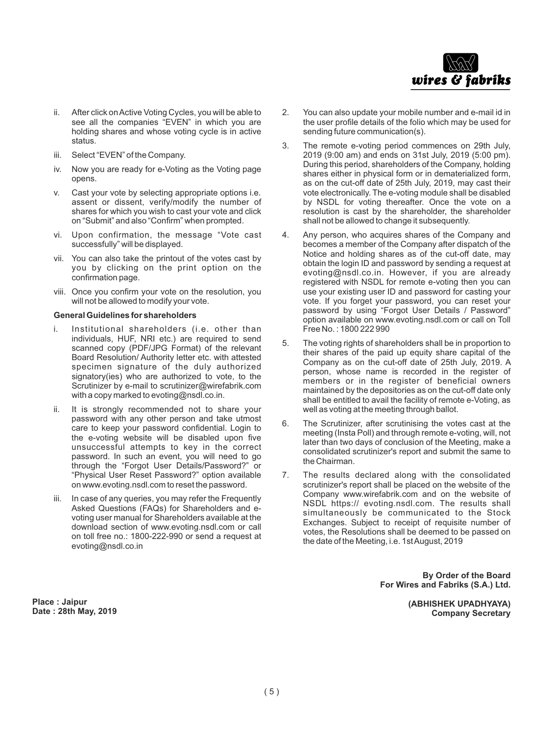ii. After click on Active Voting Cycles, you will be able to see all the companies "EVEN" in which you are holding shares and whose voting cycle is in active status.

iii. Select "EVEN" of the Company.

iv. Now you are ready for e-Voting as the Voting page opens.

v. Cast your vote by selecting appropriate options i.e. assent or dissent, verify/modify the number of shares for which you wish to cast your vote and click on "Submit" and also "Confirm" when prompted.

vi. Upon confirmation, the message "Vote cast successfully" will be displayed.

vii. You can also take the printout of the votes cast by you by clicking on the print option on the confirmation page.

viii. Once you confirm your vote on the resolution, you will not be allowed to modify your vote.

**General Guidelines for shareholders**

i. Institutional shareholders (i.e. other than individuals, HUF, NRI etc.) are required to send scanned copy (PDF/JPG Format) of the relevant Board Resolution/ Authority letter etc. with attested specimen signature of the duly authorized signatory(ies) who are authorized to vote, to the Scrutinizer by e-mail to scrutinizer@wirefabrik.com with a copy marked to evoting@nsdl.co.in.

ii. It is strongly recommended not to share your password with any other person and take utmost care to keep your password confidential. Login to the e-voting website will be disabled upon five unsuccessful attempts to key in the correct password. In such an event, you will need to go through the "Forgot User Details/Password?" or "Physical User Reset Password?" option available on www.evoting.nsdl.com to reset the password.

iii. In case of any queries, you may refer the Frequently Asked Questions (FAQs) for Shareholders and e-voting user manual for Shareholders available at the download section of www.evoting.nsdl.com or call on toll free no.: 1800-222-990 or send a request at evoting@nsdl.co.in

2. You can also update your mobile number and e-mail id in the user profile details of the folio which may be used for sending future communication(s).

3. The remote e-voting period commences on 29th July, 2019 (9:00 am) and ends on 31st July, 2019 (5:00 pm). During this period, shareholders of the Company, holding shares either in physical form or in dematerialized form, as on the cut-off date of 25th July, 2019, may cast their vote electronically. The e-voting module shall be disabled by NSDL for voting thereafter. Once the vote on a resolution is cast by the shareholder, the shareholder shall not be allowed to change it subsequently.

4. Any person, who acquires shares of the Company and becomes a member of the Company after dispatch of the Notice and holding shares as of the cut-off date, may obtain the login ID and password by sending a request at evoting@nsdl.co.in. However, if you are already registered with NSDL for remote e-voting then you can use your existing user ID and password for casting your vote. If you forget your password, you can reset your password by using "Forgot User Details / Password" option available on www.evoting.nsdl.com or call on Toll Free No. : 1800 222 990

5. The voting rights of shareholders shall be in proportion to their shares of the paid up equity share capital of the Company as on the cut-off date of 25th July, 2019. A person, whose name is recorded in the register of members or in the register of beneficial owners maintained by the depositories as on the cut-off date only shall be entitled to avail the facility of remote e-Voting, as well as voting at the meeting through ballot.

6. The Scrutinizer, after scrutinising the votes cast at the meeting (Insta Poll) and through remote e-voting, will, not later than two days of conclusion of the Meeting, make a consolidated scrutinizer's report and submit the same to the Chairman.

7. The results declared along with the consolidated scrutinizer's report shall be placed on the website of the Company www.wirefabrik.com and on the website of NSDL https:// evoting.nsdl.com. The results shall simultaneously be communicated to the Stock Exchanges. Subject to receipt of requisite number of votes, the Resolutions shall be deemed to be passed on the date of the Meeting, i.e. 1st August, 2019

**By Order of the Board**
**For Wires and Fabriks (S.A.) Ltd.**

**Place : Jaipur**
**Date : 28th May, 2019**

**(ABHISHEK UPADHYAYA)**
**Company Secretary**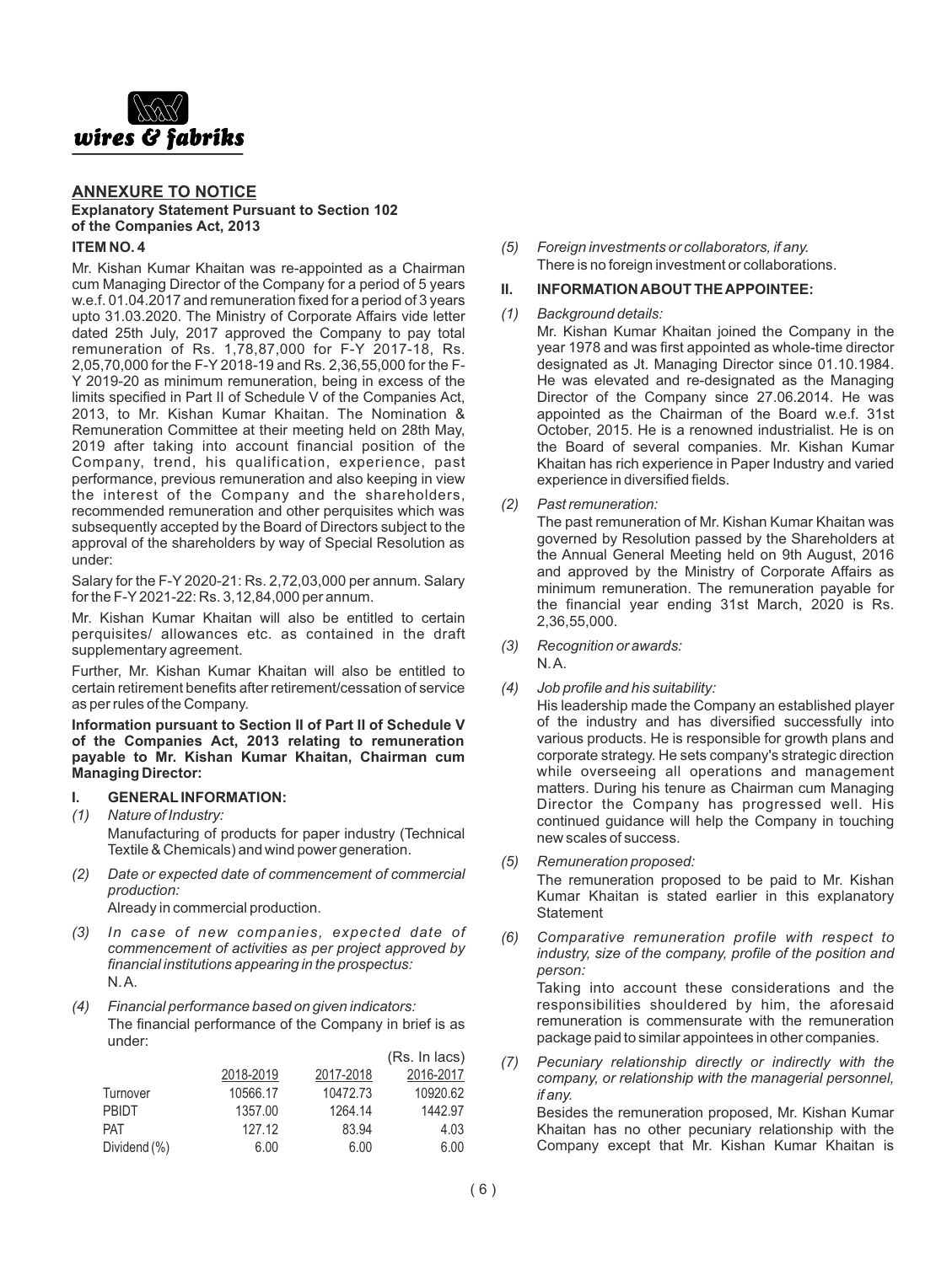## ANNEXURE TO NOTICE

**Explanatory Statement Pursuant to Section 102 of the Companies Act, 2013**

**ITEM NO. 4**

Mr. Kishan Kumar Khaitan was re-appointed as a Chairman cum Managing Director of the Company for a period of 5 years w.e.f. 01.04.2017 and remuneration fixed for a period of 3 years upto 31.03.2020. The Ministry of Corporate Affairs vide letter dated 25th July, 2017 approved the Company to pay total remuneration of Rs. 1,78,87,000 for F-Y 2017-18, Rs. 2,05,70,000 for the F-Y 2018-19 and Rs. 2,36,55,000 for the F-Y 2019-20 as minimum remuneration, being in excess of the limits specified in Part II of Schedule V of the Companies Act, 2013, to Mr. Kishan Kumar Khaitan. The Nomination & Remuneration Committee at their meeting held on 28th May, 2019 after taking into account financial position of the Company, trend, his qualification, experience, past performance, previous remuneration and also keeping in view the interest of the Company and the shareholders, recommended remuneration and other perquisites which was subsequently accepted by the Board of Directors subject to the approval of the shareholders by way of Special Resolution as under:

Salary for the F-Y 2020-21: Rs. 2,72,03,000 per annum. Salary for the F-Y 2021-22: Rs. 3,12,84,000 per annum.

Mr. Kishan Kumar Khaitan will also be entitled to certain perquisites/ allowances etc. as contained in the draft supplementary agreement.

Further, Mr. Kishan Kumar Khaitan will also be entitled to certain retirement benefits after retirement/cessation of service as per rules of the Company.

**Information pursuant to Section II of Part II of Schedule V of the Companies Act, 2013 relating to remuneration payable to Mr. Kishan Kumar Khaitan, Chairman cum Managing Director:**

**I. GENERAL INFORMATION:**

*(1) Nature of Industry:*

Manufacturing of products for paper industry (Technical Textile & Chemicals) and wind power generation.

*(2) Date or expected date of commencement of commercial production:*

Already in commercial production.

*(3) In case of new companies, expected date of commencement of activities as per project approved by financial institutions appearing in the prospectus:*

N.A.

*(4) Financial performance based on given indicators:*

The financial performance of the Company in brief is as under:

(Rs. In lacs)

| | 2018-2019 | 2017-2018 | 2016-2017 |
|---|---|---|---|
| Turnover | 10566.17 | 10472.73 | 10920.62 |
| PBIDT | 1357.00 | 1264.14 | 1442.97 |
| PAT | 127.12 | 83.94 | 4.03 |
| Dividend (%) | 6.00 | 6.00 | 6.00 |

*(5) Foreign investments or collaborators, if any.*

There is no foreign investment or collaborations.

**II. INFORMATION ABOUT THE APPOINTEE:**

*(1) Background details:*

Mr. Kishan Kumar Khaitan joined the Company in the year 1978 and was first appointed as whole-time director designated as Jt. Managing Director since 01.10.1984. He was elevated and re-designated as the Managing Director of the Company since 27.06.2014. He was appointed as the Chairman of the Board w.e.f. 31st October, 2015. He is a renowned industrialist. He is on the Board of several companies. Mr. Kishan Kumar Khaitan has rich experience in Paper Industry and varied experience in diversified fields.

*(2) Past remuneration:*

The past remuneration of Mr. Kishan Kumar Khaitan was governed by Resolution passed by the Shareholders at the Annual General Meeting held on 9th August, 2016 and approved by the Ministry of Corporate Affairs as minimum remuneration. The remuneration payable for the financial year ending 31st March, 2020 is Rs. 2,36,55,000.

*(3) Recognition or awards:*

N.A.

*(4) Job profile and his suitability:*

His leadership made the Company an established player of the industry and has diversified successfully into various products. He is responsible for growth plans and corporate strategy. He sets company's strategic direction while overseeing all operations and management matters. During his tenure as Chairman cum Managing Director the Company has progressed well. His continued guidance will help the Company in touching new scales of success.

*(5) Remuneration proposed:*

The remuneration proposed to be paid to Mr. Kishan Kumar Khaitan is stated earlier in this explanatory Statement

*(6) Comparative remuneration profile with respect to industry, size of the company, profile of the position and person:*

Taking into account these considerations and the responsibilities shouldered by him, the aforesaid remuneration is commensurate with the remuneration package paid to similar appointees in other companies.

*(7) Pecuniary relationship directly or indirectly with the company, or relationship with the managerial personnel, if any.*

Besides the remuneration proposed, Mr. Kishan Kumar Khaitan has no other pecuniary relationship with the Company except that Mr. Kishan Kumar Khaitan is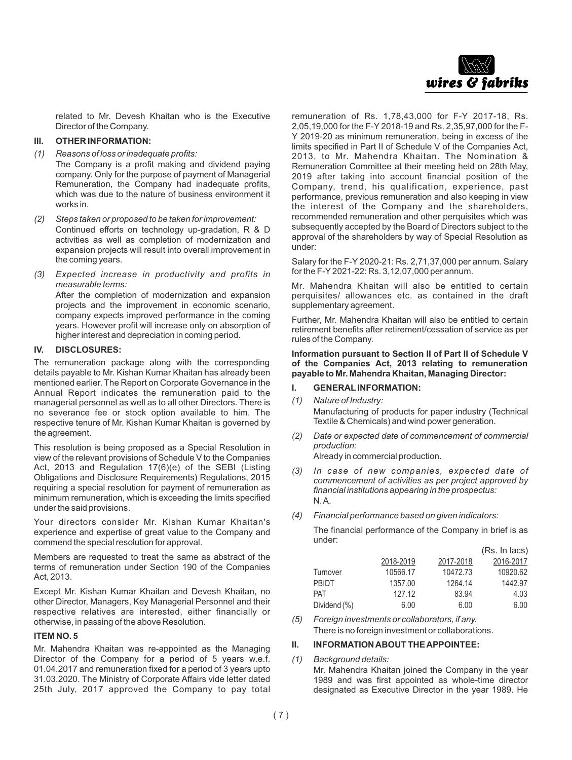related to Mr. Devesh Khaitan who is the Executive Director of the Company.

### III. OTHER INFORMATION:

*(1) Reasons of loss or inadequate profits:*

The Company is a profit making and dividend paying company. Only for the purpose of payment of Managerial Remuneration, the Company had inadequate profits, which was due to the nature of business environment it works in.

*(2) Steps taken or proposed to be taken for improvement:*

Continued efforts on technology up-gradation, R & D activities as well as completion of modernization and expansion projects will result into overall improvement in the coming years.

*(3) Expected increase in productivity and profits in measurable terms:*

After the completion of modernization and expansion projects and the improvement in economic scenario, company expects improved performance in the coming years. However profit will increase only on absorption of higher interest and depreciation in coming period.

### IV. DISCLOSURES:

The remuneration package along with the corresponding details payable to Mr. Kishan Kumar Khaitan has already been mentioned earlier. The Report on Corporate Governance in the Annual Report indicates the remuneration paid to the managerial personnel as well as to all other Directors. There is no severance fee or stock option available to him. The respective tenure of Mr. Kishan Kumar Khaitan is governed by the agreement.

This resolution is being proposed as a Special Resolution in view of the relevant provisions of Schedule V to the Companies Act, 2013 and Regulation 17(6)(e) of the SEBI (Listing Obligations and Disclosure Requirements) Regulations, 2015 requiring a special resolution for payment of remuneration as minimum remuneration, which is exceeding the limits specified under the said provisions.

Your directors consider Mr. Kishan Kumar Khaitan's experience and expertise of great value to the Company and commend the special resolution for approval.

Members are requested to treat the same as abstract of the terms of remuneration under Section 190 of the Companies Act, 2013.

Except Mr. Kishan Kumar Khaitan and Devesh Khaitan, no other Director, Managers, Key Managerial Personnel and their respective relatives are interested, either financially or otherwise, in passing of the above Resolution.

### ITEM NO. 5

Mr. Mahendra Khaitan was re-appointed as the Managing Director of the Company for a period of 5 years w.e.f. 01.04.2017 and remuneration fixed for a period of 3 years upto 31.03.2020. The Ministry of Corporate Affairs vide letter dated 25th July, 2017 approved the Company to pay total remuneration of Rs. 1,78,43,000 for F-Y 2017-18, Rs. 2,05,19,000 for the F-Y 2018-19 and Rs. 2,35,97,000 for the F-Y 2019-20 as minimum remuneration, being in excess of the limits specified in Part II of Schedule V of the Companies Act, 2013, to Mr. Mahendra Khaitan. The Nomination & Remuneration Committee at their meeting held on 28th May, 2019 after taking into account financial position of the Company, trend, his qualification, experience, past performance, previous remuneration and also keeping in view the interest of the Company and the shareholders, recommended remuneration and other perquisites which was subsequently accepted by the Board of Directors subject to the approval of the shareholders by way of Special Resolution as under:

Salary for the F-Y 2020-21: Rs. 2,71,37,000 per annum. Salary for the F-Y 2021-22: Rs. 3,12,07,000 per annum.

Mr. Mahendra Khaitan will also be entitled to certain perquisites/ allowances etc. as contained in the draft supplementary agreement.

Further, Mr. Mahendra Khaitan will also be entitled to certain retirement benefits after retirement/cessation of service as per rules of the Company.

**Information pursuant to Section II of Part II of Schedule V of the Companies Act, 2013 relating to remuneration payable to Mr. Mahendra Khaitan, Managing Director:**

### I. GENERAL INFORMATION:

*(1) Nature of Industry:*

Manufacturing of products for paper industry (Technical Textile & Chemicals) and wind power generation.

*(2) Date or expected date of commencement of commercial production:*

Already in commercial production.

*(3) In case of new companies, expected date of commencement of activities as per project approved by financial institutions appearing in the prospectus:*

N.A.

*(4) Financial performance based on given indicators:*

The financial performance of the Company in brief is as under:

(Rs. In lacs)

| | 2018-2019 | 2017-2018 | 2016-2017 |
|---|---|---|---|
| Turnover | 10566.17 | 10472.73 | 10920.62 |
| PBIDT | 1357.00 | 1264.14 | 1442.97 |
| PAT | 127.12 | 83.94 | 4.03 |
| Dividend (%) | 6.00 | 6.00 | 6.00 |

*(5) Foreign investments or collaborators, if any.*

There is no foreign investment or collaborations.

### II. INFORMATION ABOUT THE APPOINTEE:

*(1) Background details:*

Mr. Mahendra Khaitan joined the Company in the year 1989 and was first appointed as whole-time director designated as Executive Director in the year 1989. He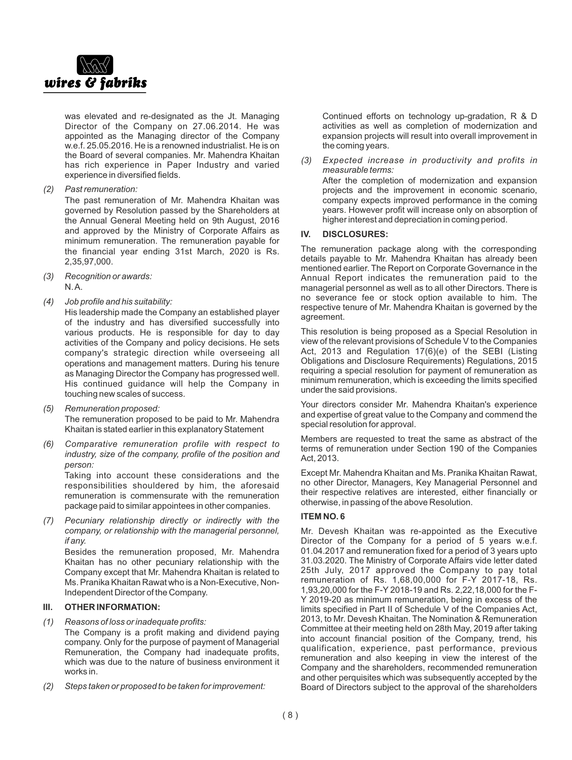was elevated and re-designated as the Jt. Managing Director of the Company on 27.06.2014. He was appointed as the Managing director of the Company w.e.f. 25.05.2016. He is a renowned industrialist. He is on the Board of several companies. Mr. Mahendra Khaitan has rich experience in Paper Industry and varied experience in diversified fields.

*(2) Past remuneration:*

The past remuneration of Mr. Mahendra Khaitan was governed by Resolution passed by the Shareholders at the Annual General Meeting held on 9th August, 2016 and approved by the Ministry of Corporate Affairs as minimum remuneration. The remuneration payable for the financial year ending 31st March, 2020 is Rs. 2,35,97,000.

*(3) Recognition or awards:*

N.A.

*(4) Job profile and his suitability:*

His leadership made the Company an established player of the industry and has diversified successfully into various products. He is responsible for day to day activities of the Company and policy decisions. He sets company's strategic direction while overseeing all operations and management matters. During his tenure as Managing Director the Company has progressed well. His continued guidance will help the Company in touching new scales of success.

*(5) Remuneration proposed:*

The remuneration proposed to be paid to Mr. Mahendra Khaitan is stated earlier in this explanatory Statement

*(6) Comparative remuneration profile with respect to industry, size of the company, profile of the position and person:*

Taking into account these considerations and the responsibilities shouldered by him, the aforesaid remuneration is commensurate with the remuneration package paid to similar appointees in other companies.

*(7) Pecuniary relationship directly or indirectly with the company, or relationship with the managerial personnel, if any.*

Besides the remuneration proposed, Mr. Mahendra Khaitan has no other pecuniary relationship with the Company except that Mr. Mahendra Khaitan is related to Ms. Pranika Khaitan Rawat who is a Non-Executive, Non-Independent Director of the Company.

## III. OTHER INFORMATION:

*(1) Reasons of loss or inadequate profits:*

The Company is a profit making and dividend paying company. Only for the purpose of payment of Managerial Remuneration, the Company had inadequate profits, which was due to the nature of business environment it works in.

*(2) Steps taken or proposed to be taken for improvement:*

Continued efforts on technology up-gradation, R & D activities as well as completion of modernization and expansion projects will result into overall improvement in the coming years.

*(3) Expected increase in productivity and profits in measurable terms:*

After the completion of modernization and expansion projects and the improvement in economic scenario, company expects improved performance in the coming years. However profit will increase only on absorption of higher interest and depreciation in coming period.

## IV. DISCLOSURES:

The remuneration package along with the corresponding details payable to Mr. Mahendra Khaitan has already been mentioned earlier. The Report on Corporate Governance in the Annual Report indicates the remuneration paid to the managerial personnel as well as to all other Directors. There is no severance fee or stock option available to him. The respective tenure of Mr. Mahendra Khaitan is governed by the agreement.

This resolution is being proposed as a Special Resolution in view of the relevant provisions of Schedule V to the Companies Act, 2013 and Regulation 17(6)(e) of the SEBI (Listing Obligations and Disclosure Requirements) Regulations, 2015 requiring a special resolution for payment of remuneration as minimum remuneration, which is exceeding the limits specified under the said provisions.

Your directors consider Mr. Mahendra Khaitan's experience and expertise of great value to the Company and commend the special resolution for approval.

Members are requested to treat the same as abstract of the terms of remuneration under Section 190 of the Companies Act, 2013.

Except Mr. Mahendra Khaitan and Ms. Pranika Khaitan Rawat, no other Director, Managers, Key Managerial Personnel and their respective relatives are interested, either financially or otherwise, in passing of the above Resolution.

## ITEM NO. 6

Mr. Devesh Khaitan was re-appointed as the Executive Director of the Company for a period of 5 years w.e.f. 01.04.2017 and remuneration fixed for a period of 3 years upto 31.03.2020. The Ministry of Corporate Affairs vide letter dated 25th July, 2017 approved the Company to pay total remuneration of Rs. 1,68,00,000 for F-Y 2017-18, Rs. 1,93,20,000 for the F-Y 2018-19 and Rs. 2,22,18,000 for the F-Y 2019-20 as minimum remuneration, being in excess of the limits specified in Part II of Schedule V of the Companies Act, 2013, to Mr. Devesh Khaitan. The Nomination & Remuneration Committee at their meeting held on 28th May, 2019 after taking into account financial position of the Company, trend, his qualification, experience, past performance, previous remuneration and also keeping in view the interest of the Company and the shareholders, recommended remuneration and other perquisites which was subsequently accepted by the Board of Directors subject to the approval of the shareholders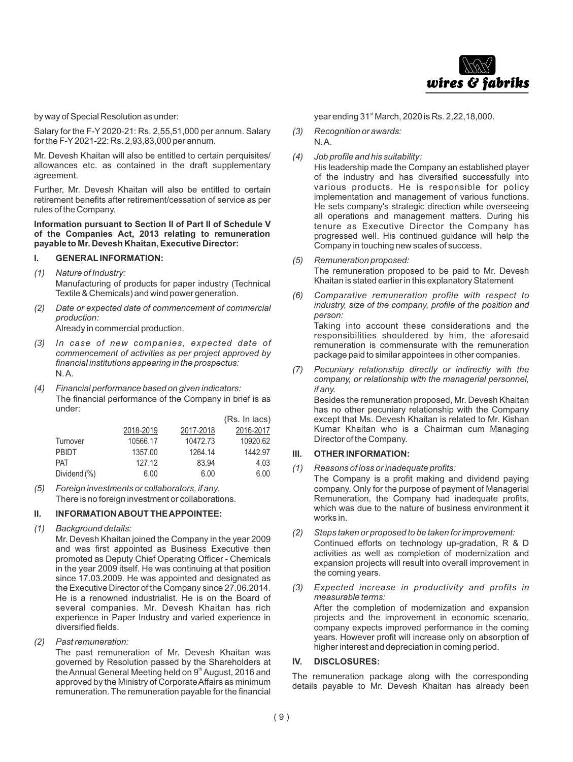by way of Special Resolution as under:

Salary for the F-Y 2020-21: Rs. 2,55,51,000 per annum. Salary for the F-Y 2021-22: Rs. 2,93,83,000 per annum.

Mr. Devesh Khaitan will also be entitled to certain perquisites/ allowances etc. as contained in the draft supplementary agreement.

Further, Mr. Devesh Khaitan will also be entitled to certain retirement benefits after retirement/cessation of service as per rules of the Company.

**Information pursuant to Section II of Part II of Schedule V of the Companies Act, 2013 relating to remuneration payable to Mr. Devesh Khaitan, Executive Director:**

## I. GENERAL INFORMATION:

*(1) Nature of Industry:*
Manufacturing of products for paper industry (Technical Textile & Chemicals) and wind power generation.

*(2) Date or expected date of commencement of commercial production:*
Already in commercial production.

*(3) In case of new companies, expected date of commencement of activities as per project approved by financial institutions appearing in the prospectus:*
N. A.

*(4) Financial performance based on given indicators:*
The financial performance of the Company in brief is as under:

(Rs. In lacs)

| | 2018-2019 | 2017-2018 | 2016-2017 |
|---|---|---|---|
| Turnover | 10566.17 | 10472.73 | 10920.62 |
| PBIDT | 1357.00 | 1264.14 | 1442.97 |
| PAT | 127.12 | 83.94 | 4.03 |
| Dividend (%) | 6.00 | 6.00 | 6.00 |

*(5) Foreign investments or collaborators, if any.*
There is no foreign investment or collaborations.

## II. INFORMATION ABOUT THE APPOINTEE:

*(1) Background details:*
Mr. Devesh Khaitan joined the Company in the year 2009 and was first appointed as Business Executive then promoted as Deputy Chief Operating Officer - Chemicals in the year 2009 itself. He was continuing at that position since 17.03.2009. He was appointed and designated as the Executive Director of the Company since 27.06.2014. He is a renowned industrialist. He is on the Board of several companies. Mr. Devesh Khaitan has rich experience in Paper Industry and varied experience in diversified fields.

*(2) Past remuneration:*
The past remuneration of Mr. Devesh Khaitan was governed by Resolution passed by the Shareholders at the Annual General Meeting held on 9th August, 2016 and approved by the Ministry of Corporate Affairs as minimum remuneration. The remuneration payable for the financial year ending 31st March, 2020 is Rs. 2,22,18,000.

*(3) Recognition or awards:*
N. A.

*(4) Job profile and his suitability:*
His leadership made the Company an established player of the industry and has diversified successfully into various products. He is responsible for policy implementation and management of various functions. He sets company's strategic direction while overseeing all operations and management matters. During his tenure as Executive Director the Company has progressed well. His continued guidance will help the Company in touching new scales of success.

*(5) Remuneration proposed:*
The remuneration proposed to be paid to Mr. Devesh Khaitan is stated earlier in this explanatory Statement

*(6) Comparative remuneration profile with respect to industry, size of the company, profile of the position and person:*
Taking into account these considerations and the responsibilities shouldered by him, the aforesaid remuneration is commensurate with the remuneration package paid to similar appointees in other companies.

*(7) Pecuniary relationship directly or indirectly with the company, or relationship with the managerial personnel, if any.*
Besides the remuneration proposed, Mr. Devesh Khaitan has no other pecuniary relationship with the Company except that Ms. Devesh Khaitan is related to Mr. Kishan Kumar Khaitan who is a Chairman cum Managing Director of the Company.

## III. OTHER INFORMATION:

*(1) Reasons of loss or inadequate profits:*
The Company is a profit making and dividend paying company. Only for the purpose of payment of Managerial Remuneration, the Company had inadequate profits, which was due to the nature of business environment it works in.

*(2) Steps taken or proposed to be taken for improvement:*
Continued efforts on technology up-gradation, R & D activities as well as completion of modernization and expansion projects will result into overall improvement in the coming years.

*(3) Expected increase in productivity and profits in measurable terms:*
After the completion of modernization and expansion projects and the improvement in economic scenario, company expects improved performance in the coming years. However profit will increase only on absorption of higher interest and depreciation in coming period.

## IV. DISCLOSURES:

The remuneration package along with the corresponding details payable to Mr. Devesh Khaitan has already been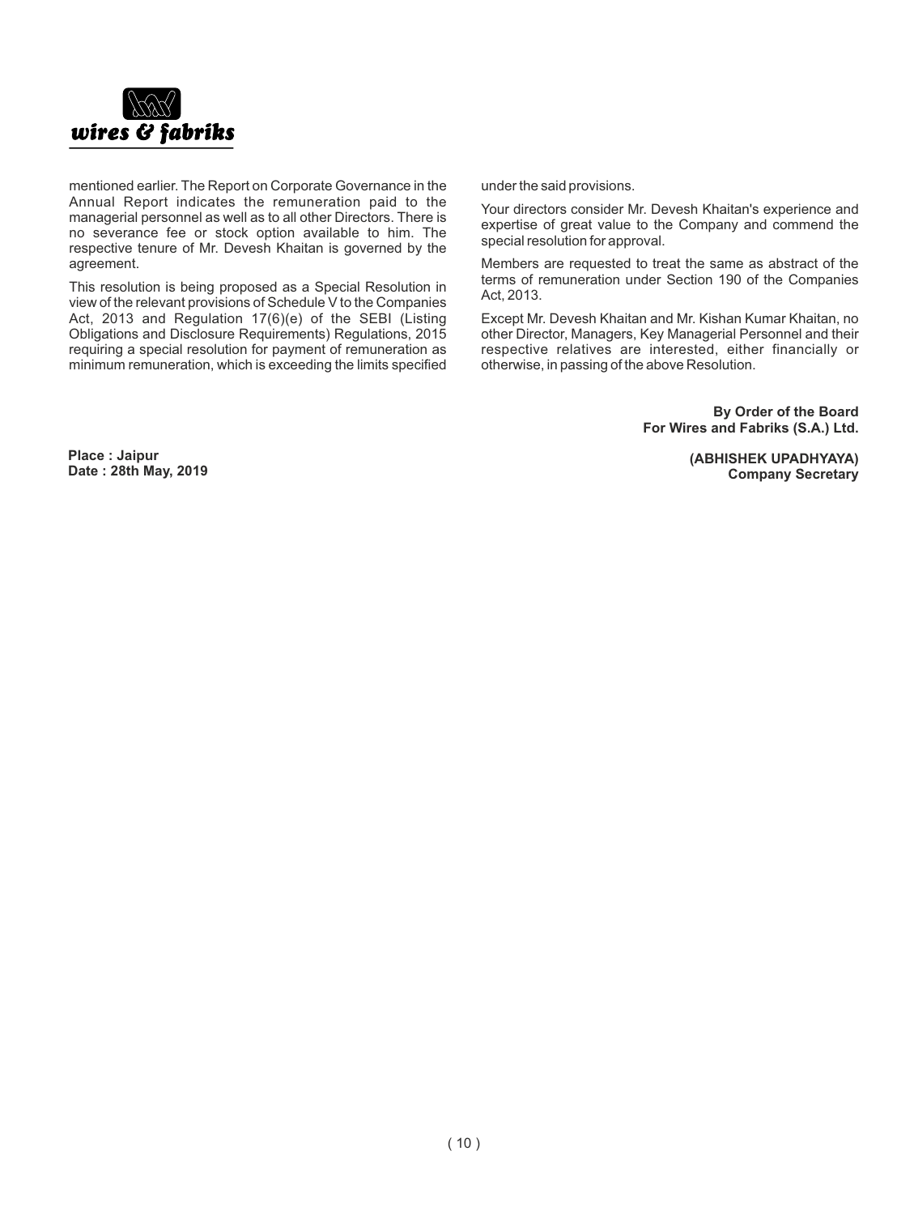mentioned earlier. The Report on Corporate Governance in the Annual Report indicates the remuneration paid to the managerial personnel as well as to all other Directors. There is no severance fee or stock option available to him. The respective tenure of Mr. Devesh Khaitan is governed by the agreement.

This resolution is being proposed as a Special Resolution in view of the relevant provisions of Schedule V to the Companies Act, 2013 and Regulation 17(6)(e) of the SEBI (Listing Obligations and Disclosure Requirements) Regulations, 2015 requiring a special resolution for payment of remuneration as minimum remuneration, which is exceeding the limits specified under the said provisions.

Your directors consider Mr. Devesh Khaitan's experience and expertise of great value to the Company and commend the special resolution for approval.

Members are requested to treat the same as abstract of the terms of remuneration under Section 190 of the Companies Act, 2013.

Except Mr. Devesh Khaitan and Mr. Kishan Kumar Khaitan, no other Director, Managers, Key Managerial Personnel and their respective relatives are interested, either financially or otherwise, in passing of the above Resolution.

**By Order of the Board**
**For Wires and Fabriks (S.A.) Ltd.**

**Place : Jaipur**
**Date : 28th May, 2019**

**(ABHISHEK UPADHYAYA)**
**Company Secretary**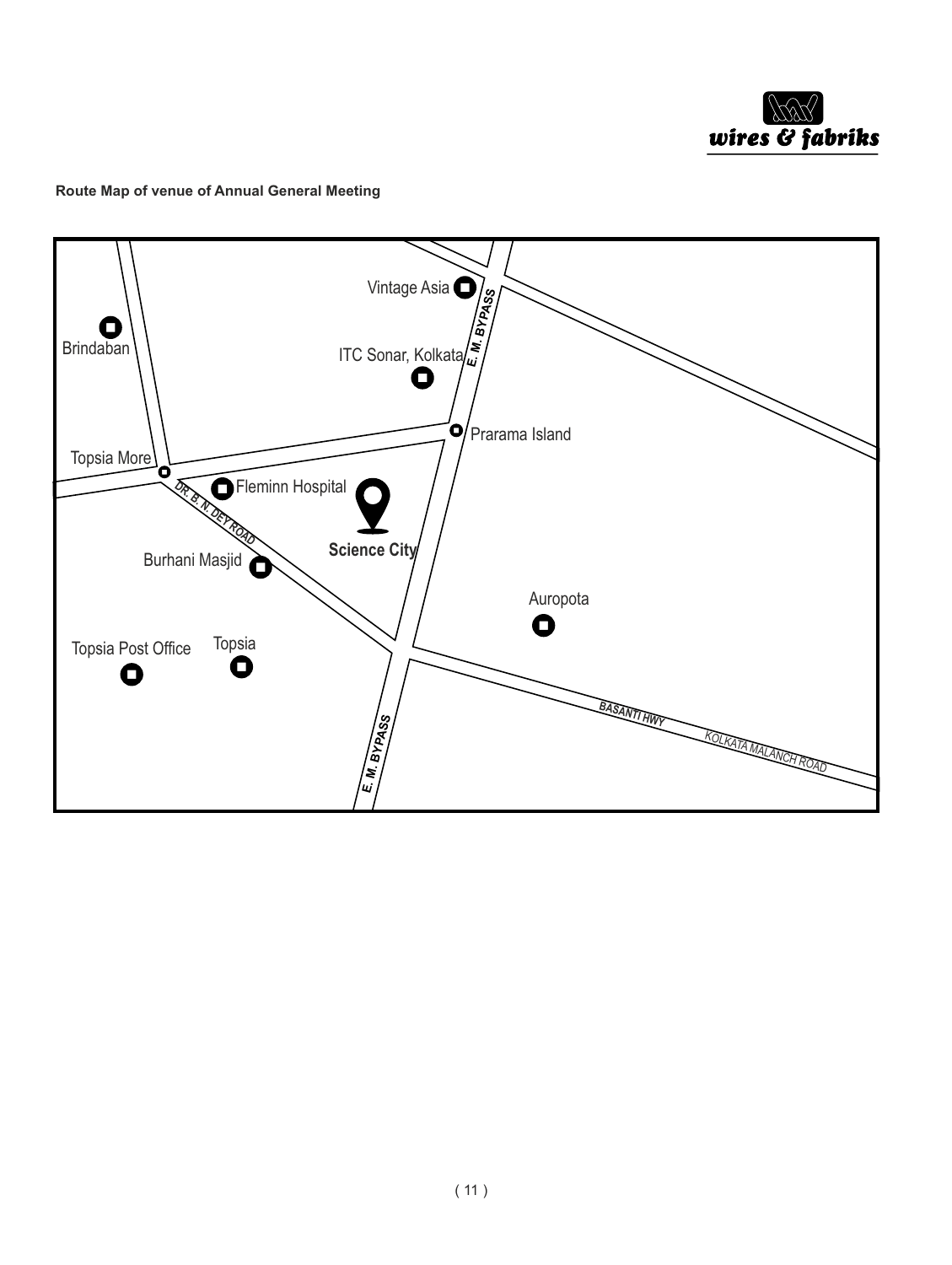**Route Map of venue of Annual General Meeting**

Vintage Asia

E. M. BYPASS

Brindaban

ITC Sonar, Kolkata

Prarama Island

Topsia More

Fleminn Hospital

DR. B. N. DEY ROAD

Science City

Burhani Masjid

Auropota

Topsia Post Office

Topsia

BASANTI HWY

KOLKATA MALANCH ROAD

E. M. BYPASS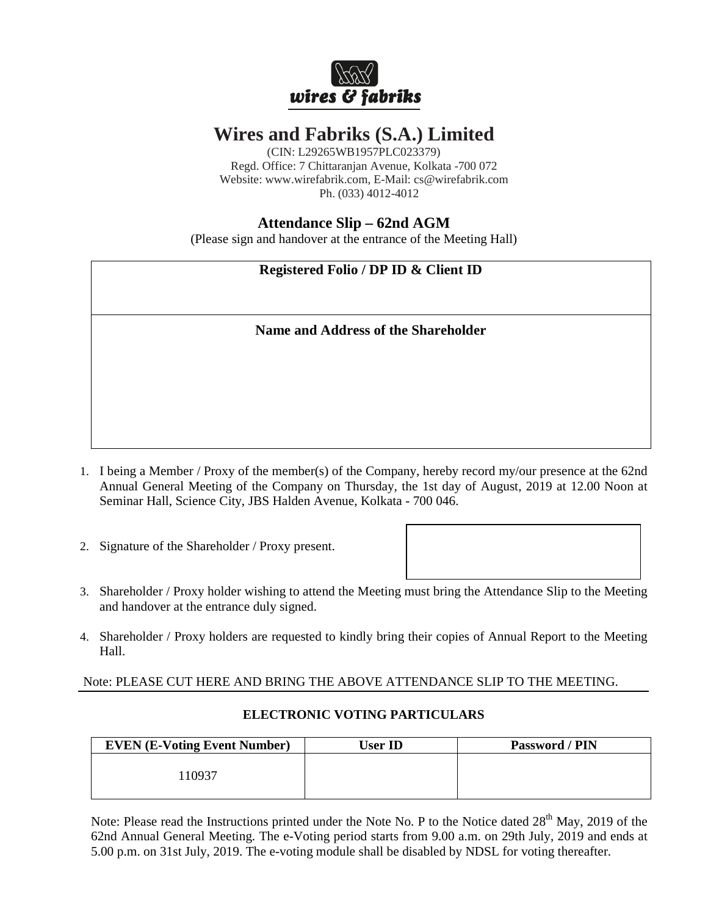wires & fabriks

# Wires and Fabriks (S.A.) Limited

(CIN: L29265WB1957PLC023379)
Regd. Office: 7 Chittaranjan Avenue, Kolkata -700 072
Website: www.wirefabrik.com, E-Mail: cs@wirefabrik.com
Ph. (033) 4012-4012

## Attendance Slip – 62nd AGM

(Please sign and handover at the entrance of the Meeting Hall)

| **Registered Folio / DP ID & Client ID** |
| --- |
| |
| **Name and Address of the Shareholder** |
| |

1. I being a Member / Proxy of the member(s) of the Company, hereby record my/our presence at the 62nd Annual General Meeting of the Company on Thursday, the 1st day of August, 2019 at 12.00 Noon at Seminar Hall, Science City, JBS Halden Avenue, Kolkata - 700 046.
2. Signature of the Shareholder / Proxy present.
3. Shareholder / Proxy holder wishing to attend the Meeting must bring the Attendance Slip to the Meeting and handover at the entrance duly signed.
4. Shareholder / Proxy holders are requested to kindly bring their copies of Annual Report to the Meeting Hall.

Note: PLEASE CUT HERE AND BRING THE ABOVE ATTENDANCE SLIP TO THE MEETING.

### ELECTRONIC VOTING PARTICULARS

| EVEN (E-Voting Event Number) | User ID | Password / PIN |
| --- | --- | --- |
| 110937 | | |

Note: Please read the Instructions printed under the Note No. P to the Notice dated 28th May, 2019 of the 62nd Annual General Meeting. The e-Voting period starts from 9.00 a.m. on 29th July, 2019 and ends at 5.00 p.m. on 31st July, 2019. The e-voting module shall be disabled by NDSL for voting thereafter.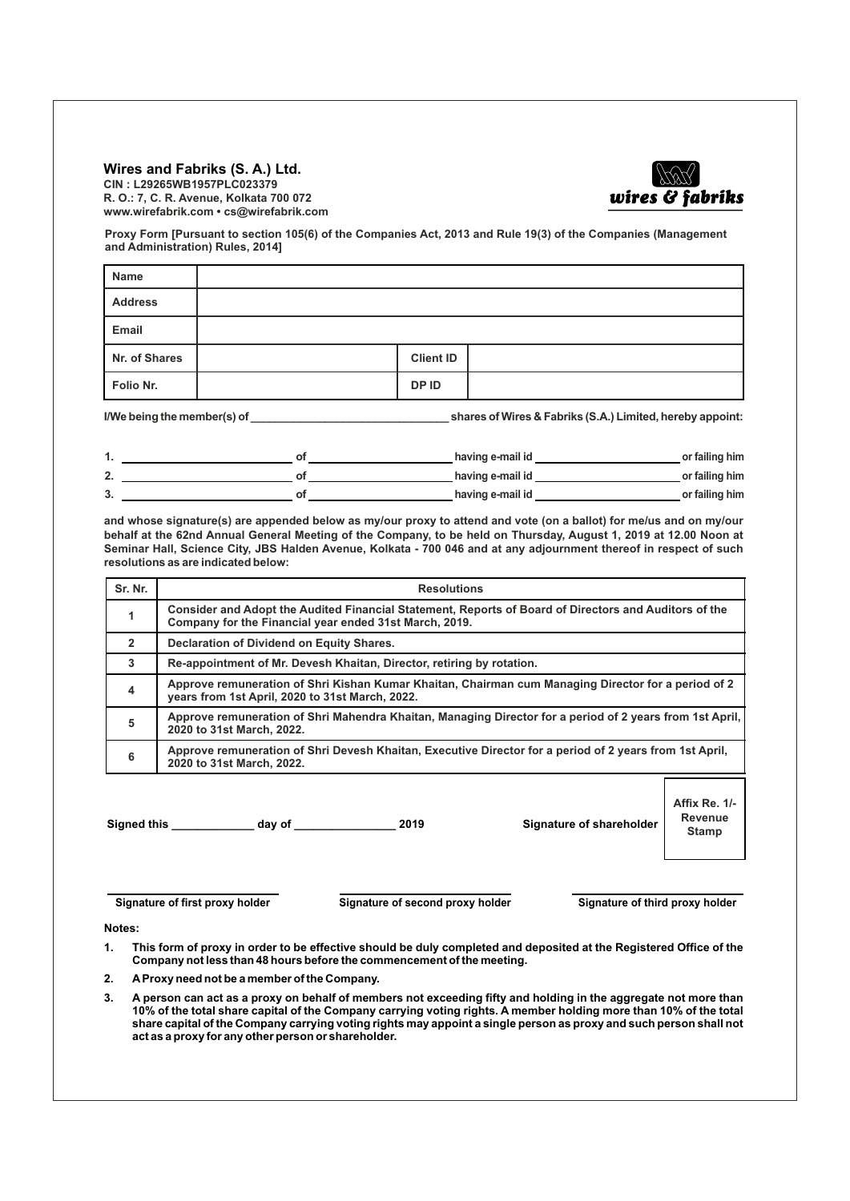**Wires and Fabriks (S. A.) Ltd.**
**CIN : L29265WB1957PLC023379**
**R. O.: 7, C. R. Avenue, Kolkata 700 072**
**www.wirefabrik.com • cs@wirefabrik.com**

wires & fabriks

**Proxy Form [Pursuant to section 105(6) of the Companies Act, 2013 and Rule 19(3) of the Companies (Management and Administration) Rules, 2014]**

| | | | |
|---|---|---|---|
| **Name** | | | |
| **Address** | | | |
| **Email** | | | |
| **Nr. of Shares** | | **Client ID** | |
| **Folio Nr.** | | **DP ID** | |

**I/We being the member(s) of \_\_\_\_\_\_\_\_\_\_\_\_\_\_\_\_\_\_\_\_\_\_\_\_\_\_\_\_\_\_\_\_ shares of Wires & Fabriks (S.A.) Limited, hereby appoint:**

1. \_\_\_\_\_\_\_\_\_\_\_\_\_\_\_\_\_\_\_\_\_\_\_\_\_\_ of \_\_\_\_\_\_\_\_\_\_\_\_\_\_\_\_\_\_\_\_\_\_\_\_ having e-mail id \_\_\_\_\_\_\_\_\_\_\_\_\_\_\_\_\_\_\_\_\_\_\_\_\_\_ or failing him
2. \_\_\_\_\_\_\_\_\_\_\_\_\_\_\_\_\_\_\_\_\_\_\_\_\_\_ of \_\_\_\_\_\_\_\_\_\_\_\_\_\_\_\_\_\_\_\_\_\_\_\_ having e-mail id \_\_\_\_\_\_\_\_\_\_\_\_\_\_\_\_\_\_\_\_\_\_\_\_\_\_ or failing him
3. \_\_\_\_\_\_\_\_\_\_\_\_\_\_\_\_\_\_\_\_\_\_\_\_\_\_ of \_\_\_\_\_\_\_\_\_\_\_\_\_\_\_\_\_\_\_\_\_\_\_\_ having e-mail id \_\_\_\_\_\_\_\_\_\_\_\_\_\_\_\_\_\_\_\_\_\_\_\_\_\_ or failing him

**and whose signature(s) are appended below as my/our proxy to attend and vote (on a ballot) for me/us and on my/our behalf at the 62nd Annual General Meeting of the Company, to be held on Thursday, August 1, 2019 at 12.00 Noon at Seminar Hall, Science City, JBS Halden Avenue, Kolkata - 700 046 and at any adjournment thereof in respect of such resolutions as are indicated below:**

| Sr. Nr. | Resolutions |
|---|---|
| 1 | Consider and Adopt the Audited Financial Statement, Reports of Board of Directors and Auditors of the Company for the Financial year ended 31st March, 2019. |
| 2 | Declaration of Dividend on Equity Shares. |
| 3 | Re-appointment of Mr. Devesh Khaitan, Director, retiring by rotation. |
| 4 | Approve remuneration of Shri Kishan Kumar Khaitan, Chairman cum Managing Director for a period of 2 years from 1st April, 2020 to 31st March, 2022. |
| 5 | Approve remuneration of Shri Mahendra Khaitan, Managing Director for a period of 2 years from 1st April, 2020 to 31st March, 2022. |
| 6 | Approve remuneration of Shri Devesh Khaitan, Executive Director for a period of 2 years from 1st April, 2020 to 31st March, 2022. |

**Signed this \_\_\_\_\_\_\_\_\_\_\_\_\_ day of \_\_\_\_\_\_\_\_\_\_\_\_\_\_\_\_ 2019** **Signature of shareholder**

**Affix Re. 1/- Revenue Stamp**

**Signature of first proxy holder** **Signature of second proxy holder** **Signature of third proxy holder**

**Notes:**

1. **This form of proxy in order to be effective should be duly completed and deposited at the Registered Office of the Company not less than 48 hours before the commencement of the meeting.**
2. **A Proxy need not be a member of the Company.**
3. **A person can act as a proxy on behalf of members not exceeding fifty and holding in the aggregate not more than 10% of the total share capital of the Company carrying voting rights. A member holding more than 10% of the total share capital of the Company carrying voting rights may appoint a single person as proxy and such person shall not act as a proxy for any other person or shareholder.**